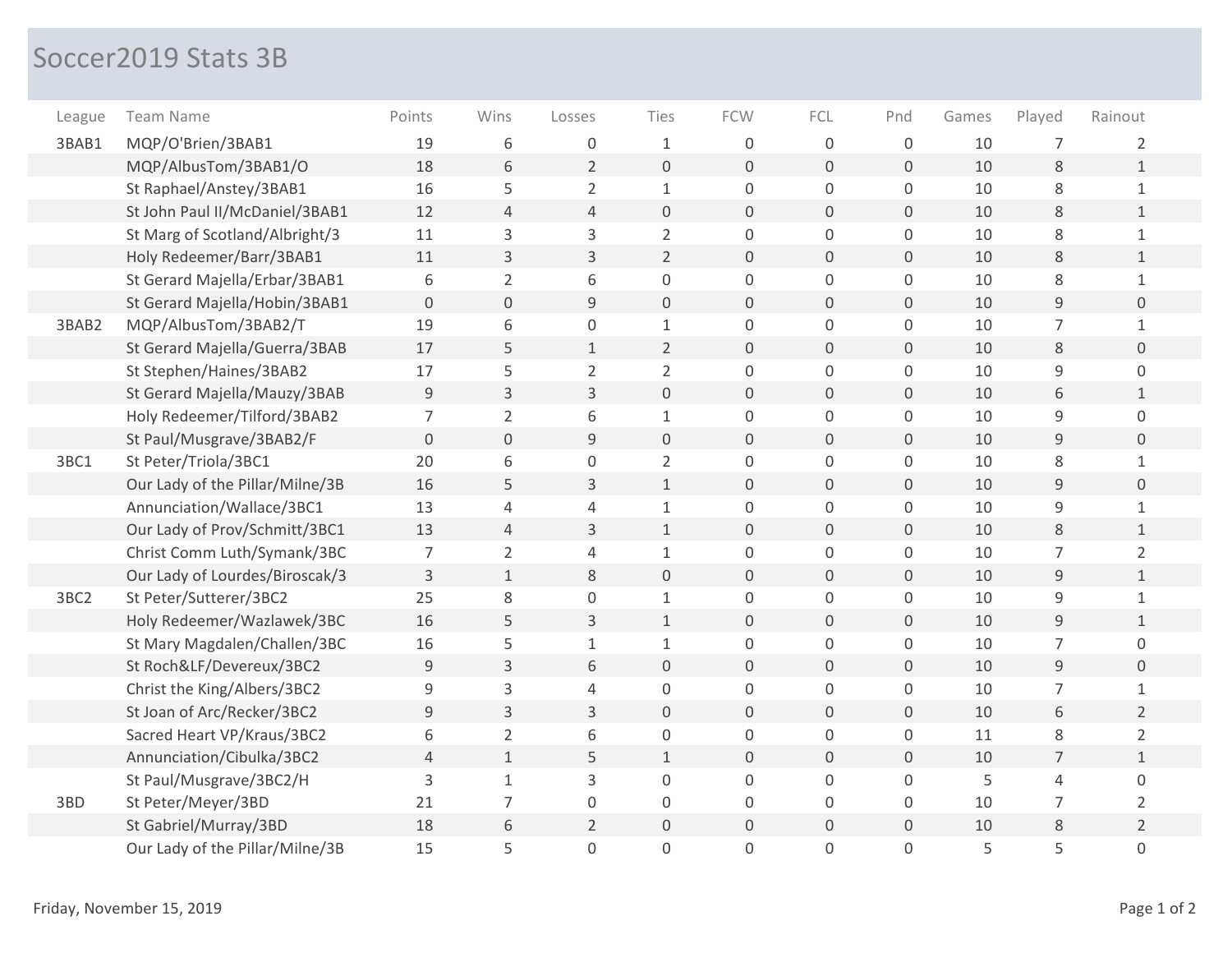# Soccer2019 Stats 3B

| League | Team Name | Points | Wins | Losses | Ties | FCW | FCL | Pnd | Games | Played | Rainout |
|---|---|---|---|---|---|---|---|---|---|---|---|
| 3BAB1 | MQP/O'Brien/3BAB1 | 19 | 6 | 0 | 1 | 0 | 0 | 0 | 10 | 7 | 2 |
| | MQP/AlbusTom/3BAB1/O | 18 | 6 | 2 | 0 | 0 | 0 | 0 | 10 | 8 | 1 |
| | St Raphael/Anstey/3BAB1 | 16 | 5 | 2 | 1 | 0 | 0 | 0 | 10 | 8 | 1 |
| | St John Paul II/McDaniel/3BAB1 | 12 | 4 | 4 | 0 | 0 | 0 | 0 | 10 | 8 | 1 |
| | St Marg of Scotland/Albright/3 | 11 | 3 | 3 | 2 | 0 | 0 | 0 | 10 | 8 | 1 |
| | Holy Redeemer/Barr/3BAB1 | 11 | 3 | 3 | 2 | 0 | 0 | 0 | 10 | 8 | 1 |
| | St Gerard Majella/Erbar/3BAB1 | 6 | 2 | 6 | 0 | 0 | 0 | 0 | 10 | 8 | 1 |
| | St Gerard Majella/Hobin/3BAB1 | 0 | 0 | 9 | 0 | 0 | 0 | 0 | 10 | 9 | 0 |
| 3BAB2 | MQP/AlbusTom/3BAB2/T | 19 | 6 | 0 | 1 | 0 | 0 | 0 | 10 | 7 | 1 |
| | St Gerard Majella/Guerra/3BAB | 17 | 5 | 1 | 2 | 0 | 0 | 0 | 10 | 8 | 0 |
| | St Stephen/Haines/3BAB2 | 17 | 5 | 2 | 2 | 0 | 0 | 0 | 10 | 9 | 0 |
| | St Gerard Majella/Mauzy/3BAB | 9 | 3 | 3 | 0 | 0 | 0 | 0 | 10 | 6 | 1 |
| | Holy Redeemer/Tilford/3BAB2 | 7 | 2 | 6 | 1 | 0 | 0 | 0 | 10 | 9 | 0 |
| | St Paul/Musgrave/3BAB2/F | 0 | 0 | 9 | 0 | 0 | 0 | 0 | 10 | 9 | 0 |
| 3BC1 | St Peter/Triola/3BC1 | 20 | 6 | 0 | 2 | 0 | 0 | 0 | 10 | 8 | 1 |
| | Our Lady of the Pillar/Milne/3B | 16 | 5 | 3 | 1 | 0 | 0 | 0 | 10 | 9 | 0 |
| | Annunciation/Wallace/3BC1 | 13 | 4 | 4 | 1 | 0 | 0 | 0 | 10 | 9 | 1 |
| | Our Lady of Prov/Schmitt/3BC1 | 13 | 4 | 3 | 1 | 0 | 0 | 0 | 10 | 8 | 1 |
| | Christ Comm Luth/Symank/3BC | 7 | 2 | 4 | 1 | 0 | 0 | 0 | 10 | 7 | 2 |
| | Our Lady of Lourdes/Biroscak/3 | 3 | 1 | 8 | 0 | 0 | 0 | 0 | 10 | 9 | 1 |
| 3BC2 | St Peter/Sutterer/3BC2 | 25 | 8 | 0 | 1 | 0 | 0 | 0 | 10 | 9 | 1 |
| | Holy Redeemer/Wazlawek/3BC | 16 | 5 | 3 | 1 | 0 | 0 | 0 | 10 | 9 | 1 |
| | St Mary Magdalen/Challen/3BC | 16 | 5 | 1 | 1 | 0 | 0 | 0 | 10 | 7 | 0 |
| | St Roch&LF/Devereux/3BC2 | 9 | 3 | 6 | 0 | 0 | 0 | 0 | 10 | 9 | 0 |
| | Christ the King/Albers/3BC2 | 9 | 3 | 4 | 0 | 0 | 0 | 0 | 10 | 7 | 1 |
| | St Joan of Arc/Recker/3BC2 | 9 | 3 | 3 | 0 | 0 | 0 | 0 | 10 | 6 | 2 |
| | Sacred Heart VP/Kraus/3BC2 | 6 | 2 | 6 | 0 | 0 | 0 | 0 | 11 | 8 | 2 |
| | Annunciation/Cibulka/3BC2 | 4 | 1 | 5 | 1 | 0 | 0 | 0 | 10 | 7 | 1 |
| | St Paul/Musgrave/3BC2/H | 3 | 1 | 3 | 0 | 0 | 0 | 0 | 5 | 4 | 0 |
| 3BD | St Peter/Meyer/3BD | 21 | 7 | 0 | 0 | 0 | 0 | 0 | 10 | 7 | 2 |
| | St Gabriel/Murray/3BD | 18 | 6 | 2 | 0 | 0 | 0 | 0 | 10 | 8 | 2 |
| | Our Lady of the Pillar/Milne/3B | 15 | 5 | 0 | 0 | 0 | 0 | 0 | 5 | 5 | 0 |

Friday, November 15, 2019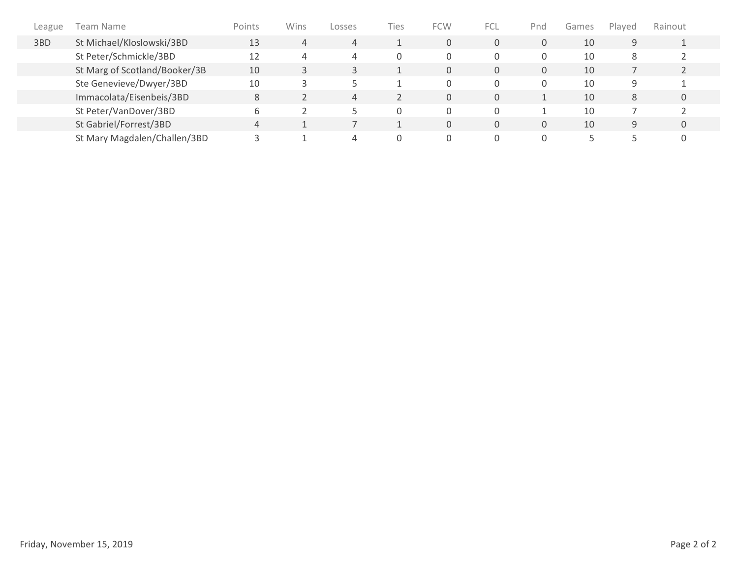| League | Team Name | Points | Wins | Losses | Ties | FCW | FCL | Pnd | Games | Played | Rainout |
|---|---|---|---|---|---|---|---|---|---|---|---|
| 3BD | St Michael/Kloslowski/3BD | 13 | 4 | 4 | 1 | 0 | 0 | 0 | 10 | 9 | 1 |
| | St Peter/Schmickle/3BD | 12 | 4 | 4 | 0 | 0 | 0 | 0 | 10 | 8 | 2 |
| | St Marg of Scotland/Booker/3B | 10 | 3 | 3 | 1 | 0 | 0 | 0 | 10 | 7 | 2 |
| | Ste Genevieve/Dwyer/3BD | 10 | 3 | 5 | 1 | 0 | 0 | 0 | 10 | 9 | 1 |
| | Immacolata/Eisenbeis/3BD | 8 | 2 | 4 | 2 | 0 | 0 | 1 | 10 | 8 | 0 |
| | St Peter/VanDover/3BD | 6 | 2 | 5 | 0 | 0 | 0 | 1 | 10 | 7 | 2 |
| | St Gabriel/Forrest/3BD | 4 | 1 | 7 | 1 | 0 | 0 | 0 | 10 | 9 | 0 |
| | St Mary Magdalen/Challen/3BD | 3 | 1 | 4 | 0 | 0 | 0 | 0 | 5 | 5 | 0 |

Friday, November 15, 2019